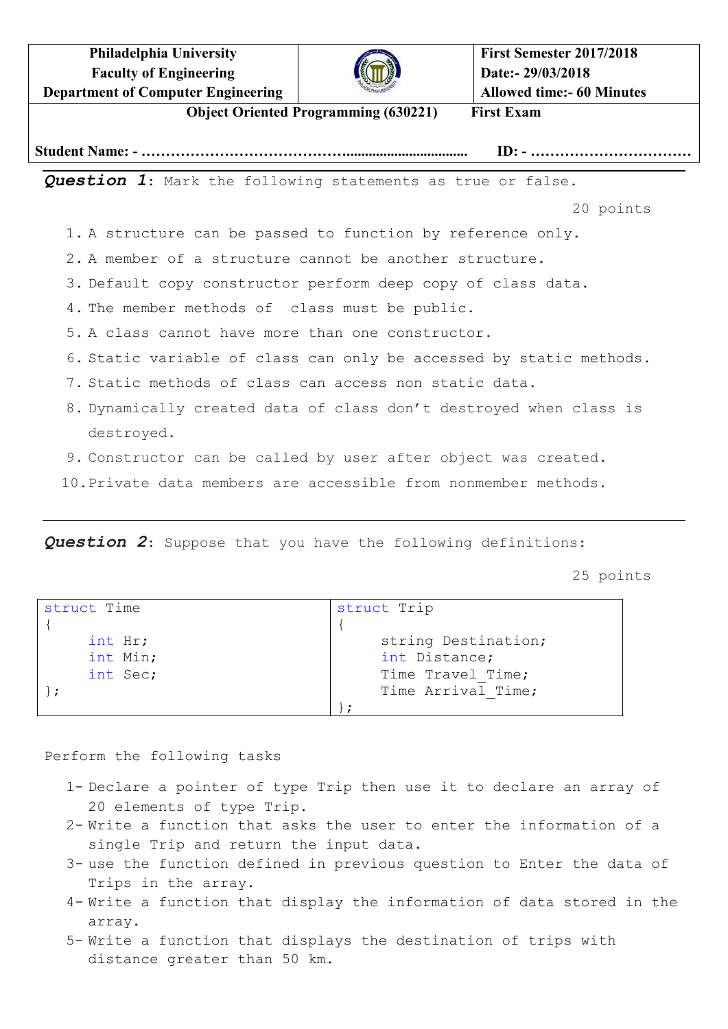| Philadelphia University<br>Faculty of Engineering<br>Department of Computer Engineering | | First Semester 2017/2018<br>Date:- 29/03/2018<br>Allowed time:- 60 Minutes |
|---|---|---|

**Object Oriented Programming (630221) First Exam**

**Student Name: - …………………………………................................ ID: - ……………………………**

***Question 1***: Mark the following statements as true or false.

20 points

1. A structure can be passed to function by reference only.
2. A member of a structure cannot be another structure.
3. Default copy constructor perform deep copy of class data.
4. The member methods of class must be public.
5. A class cannot have more than one constructor.
6. Static variable of class can only be accessed by static methods.
7. Static methods of class can access non static data.
8. Dynamically created data of class don't destroyed when class is destroyed.
9. Constructor can be called by user after object was created.
10. Private data members are accessible from nonmember methods.

***Question 2***: Suppose that you have the following definitions:

25 points

```
struct Time
{
    int Hr;
    int Min;
    int Sec;
};
```

```
struct Trip
{
    string Destination;
    int Distance;
    Time Travel_Time;
    Time Arrival_Time;
};
```

Perform the following tasks

1- Declare a pointer of type Trip then use it to declare an array of 20 elements of type Trip.
2- Write a function that asks the user to enter the information of a single Trip and return the input data.
3- use the function defined in previous question to Enter the data of Trips in the array.
4- Write a function that display the information of data stored in the array.
5- Write a function that displays the destination of trips with distance greater than 50 km.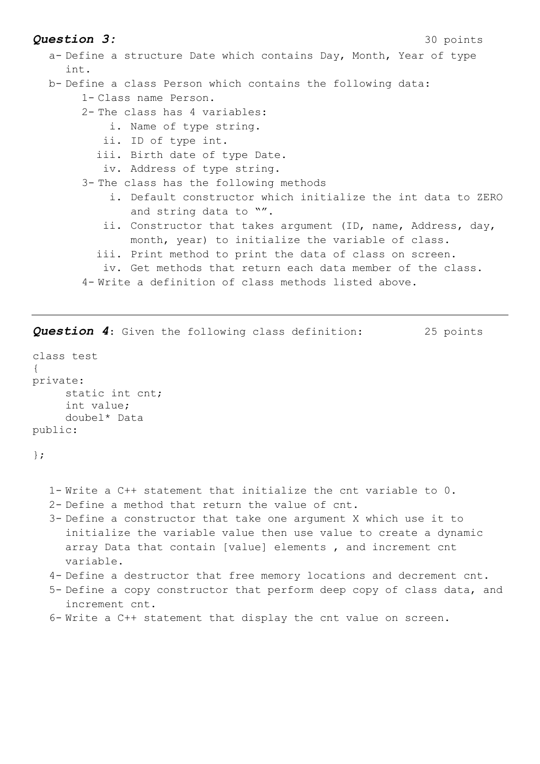***Question 3:*** 30 points

a- Define a structure Date which contains Day, Month, Year of type int.

b- Define a class Person which contains the following data:

1- Class name Person.

2- The class has 4 variables:

i. Name of type string.

ii. ID of type int.

iii. Birth date of type Date.

iv. Address of type string.

3- The class has the following methods

i. Default constructor which initialize the int data to ZERO and string data to "".

ii. Constructor that takes argument (ID, name, Address, day, month, year) to initialize the variable of class.

iii. Print method to print the data of class on screen.

iv. Get methods that return each data member of the class.

4- Write a definition of class methods listed above.

---

***Question 4***: Given the following class definition: 25 points

```
class test
{
private:
     static int cnt;
     int value;
     doubel* Data
public:

};
```

1- Write a C++ statement that initialize the cnt variable to 0.

2- Define a method that return the value of cnt.

3- Define a constructor that take one argument X which use it to initialize the variable value then use value to create a dynamic array Data that contain [value] elements , and increment cnt variable.

4- Define a destructor that free memory locations and decrement cnt.

5- Define a copy constructor that perform deep copy of class data, and increment cnt.

6- Write a C++ statement that display the cnt value on screen.